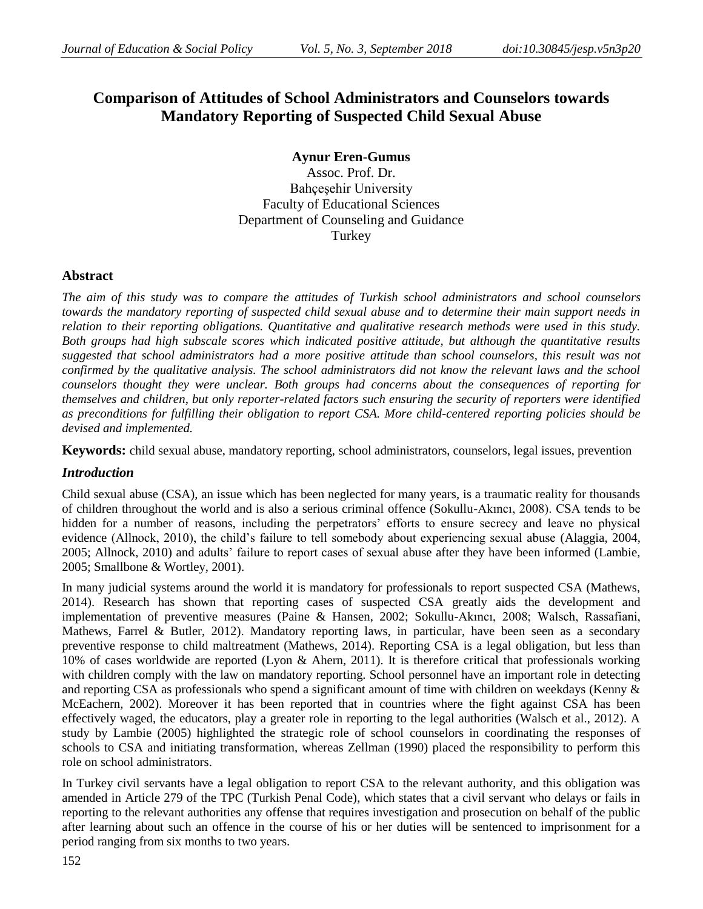# Comparison of Attitudes of School Administrators and Counselors towards Mandatory Reporting of Suspected Child Sexual Abuse

**Aynur Eren-Gumus**
Assoc. Prof. Dr.
Bahçeşehir University
Faculty of Educational Sciences
Department of Counseling and Guidance
Turkey

## Abstract

*The aim of this study was to compare the attitudes of Turkish school administrators and school counselors towards the mandatory reporting of suspected child sexual abuse and to determine their main support needs in relation to their reporting obligations. Quantitative and qualitative research methods were used in this study. Both groups had high subscale scores which indicated positive attitude, but although the quantitative results suggested that school administrators had a more positive attitude than school counselors, this result was not confirmed by the qualitative analysis. The school administrators did not know the relevant laws and the school counselors thought they were unclear. Both groups had concerns about the consequences of reporting for themselves and children, but only reporter-related factors such ensuring the security of reporters were identified as preconditions for fulfilling their obligation to report CSA. More child-centered reporting policies should be devised and implemented.*

**Keywords:** child sexual abuse, mandatory reporting, school administrators, counselors, legal issues, prevention

## *Introduction*

Child sexual abuse (CSA), an issue which has been neglected for many years, is a traumatic reality for thousands of children throughout the world and is also a serious criminal offence (Sokullu-Akıncı, 2008). CSA tends to be hidden for a number of reasons, including the perpetrators' efforts to ensure secrecy and leave no physical evidence (Allnock, 2010), the child's failure to tell somebody about experiencing sexual abuse (Alaggia, 2004, 2005; Allnock, 2010) and adults' failure to report cases of sexual abuse after they have been informed (Lambie, 2005; Smallbone & Wortley, 2001).

In many judicial systems around the world it is mandatory for professionals to report suspected CSA (Mathews, 2014). Research has shown that reporting cases of suspected CSA greatly aids the development and implementation of preventive measures (Paine & Hansen, 2002; Sokullu-Akıncı, 2008; Walsch, Rassafiani, Mathews, Farrel & Butler, 2012). Mandatory reporting laws, in particular, have been seen as a secondary preventive response to child maltreatment (Mathews, 2014). Reporting CSA is a legal obligation, but less than 10% of cases worldwide are reported (Lyon & Ahern, 2011). It is therefore critical that professionals working with children comply with the law on mandatory reporting. School personnel have an important role in detecting and reporting CSA as professionals who spend a significant amount of time with children on weekdays (Kenny & McEachern, 2002). Moreover it has been reported that in countries where the fight against CSA has been effectively waged, the educators, play a greater role in reporting to the legal authorities (Walsch et al., 2012). A study by Lambie (2005) highlighted the strategic role of school counselors in coordinating the responses of schools to CSA and initiating transformation, whereas Zellman (1990) placed the responsibility to perform this role on school administrators.

In Turkey civil servants have a legal obligation to report CSA to the relevant authority, and this obligation was amended in Article 279 of the TPC (Turkish Penal Code), which states that a civil servant who delays or fails in reporting to the relevant authorities any offense that requires investigation and prosecution on behalf of the public after learning about such an offence in the course of his or her duties will be sentenced to imprisonment for a period ranging from six months to two years.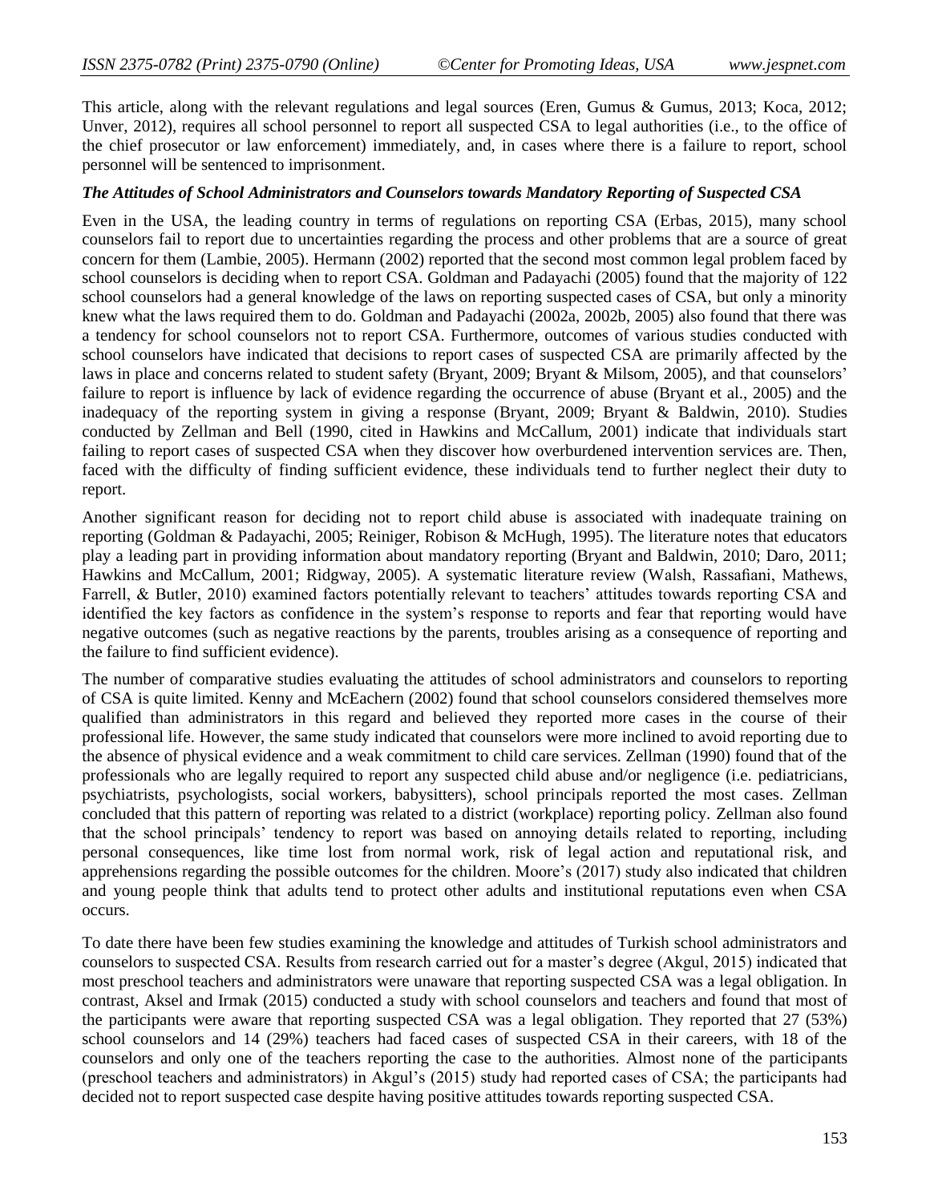This article, along with the relevant regulations and legal sources (Eren, Gumus & Gumus, 2013; Koca, 2012; Unver, 2012), requires all school personnel to report all suspected CSA to legal authorities (i.e., to the office of the chief prosecutor or law enforcement) immediately, and, in cases where there is a failure to report, school personnel will be sentenced to imprisonment.

### *The Attitudes of School Administrators and Counselors towards Mandatory Reporting of Suspected CSA*

Even in the USA, the leading country in terms of regulations on reporting CSA (Erbas, 2015), many school counselors fail to report due to uncertainties regarding the process and other problems that are a source of great concern for them (Lambie, 2005). Hermann (2002) reported that the second most common legal problem faced by school counselors is deciding when to report CSA. Goldman and Padayachi (2005) found that the majority of 122 school counselors had a general knowledge of the laws on reporting suspected cases of CSA, but only a minority knew what the laws required them to do. Goldman and Padayachi (2002a, 2002b, 2005) also found that there was a tendency for school counselors not to report CSA. Furthermore, outcomes of various studies conducted with school counselors have indicated that decisions to report cases of suspected CSA are primarily affected by the laws in place and concerns related to student safety (Bryant, 2009; Bryant & Milsom, 2005), and that counselors' failure to report is influence by lack of evidence regarding the occurrence of abuse (Bryant et al., 2005) and the inadequacy of the reporting system in giving a response (Bryant, 2009; Bryant & Baldwin, 2010). Studies conducted by Zellman and Bell (1990, cited in Hawkins and McCallum, 2001) indicate that individuals start failing to report cases of suspected CSA when they discover how overburdened intervention services are. Then, faced with the difficulty of finding sufficient evidence, these individuals tend to further neglect their duty to report.

Another significant reason for deciding not to report child abuse is associated with inadequate training on reporting (Goldman & Padayachi, 2005; Reiniger, Robison & McHugh, 1995). The literature notes that educators play a leading part in providing information about mandatory reporting (Bryant and Baldwin, 2010; Daro, 2011; Hawkins and McCallum, 2001; Ridgway, 2005). A systematic literature review (Walsh, Rassafiani, Mathews, Farrell, & Butler, 2010) examined factors potentially relevant to teachers' attitudes towards reporting CSA and identified the key factors as confidence in the system's response to reports and fear that reporting would have negative outcomes (such as negative reactions by the parents, troubles arising as a consequence of reporting and the failure to find sufficient evidence).

The number of comparative studies evaluating the attitudes of school administrators and counselors to reporting of CSA is quite limited. Kenny and McEachern (2002) found that school counselors considered themselves more qualified than administrators in this regard and believed they reported more cases in the course of their professional life. However, the same study indicated that counselors were more inclined to avoid reporting due to the absence of physical evidence and a weak commitment to child care services. Zellman (1990) found that of the professionals who are legally required to report any suspected child abuse and/or negligence (i.e. pediatricians, psychiatrists, psychologists, social workers, babysitters), school principals reported the most cases. Zellman concluded that this pattern of reporting was related to a district (workplace) reporting policy. Zellman also found that the school principals' tendency to report was based on annoying details related to reporting, including personal consequences, like time lost from normal work, risk of legal action and reputational risk, and apprehensions regarding the possible outcomes for the children. Moore's (2017) study also indicated that children and young people think that adults tend to protect other adults and institutional reputations even when CSA occurs.

To date there have been few studies examining the knowledge and attitudes of Turkish school administrators and counselors to suspected CSA. Results from research carried out for a master's degree (Akgul, 2015) indicated that most preschool teachers and administrators were unaware that reporting suspected CSA was a legal obligation. In contrast, Aksel and Irmak (2015) conducted a study with school counselors and teachers and found that most of the participants were aware that reporting suspected CSA was a legal obligation. They reported that 27 (53%) school counselors and 14 (29%) teachers had faced cases of suspected CSA in their careers, with 18 of the counselors and only one of the teachers reporting the case to the authorities. Almost none of the participants (preschool teachers and administrators) in Akgul's (2015) study had reported cases of CSA; the participants had decided not to report suspected case despite having positive attitudes towards reporting suspected CSA.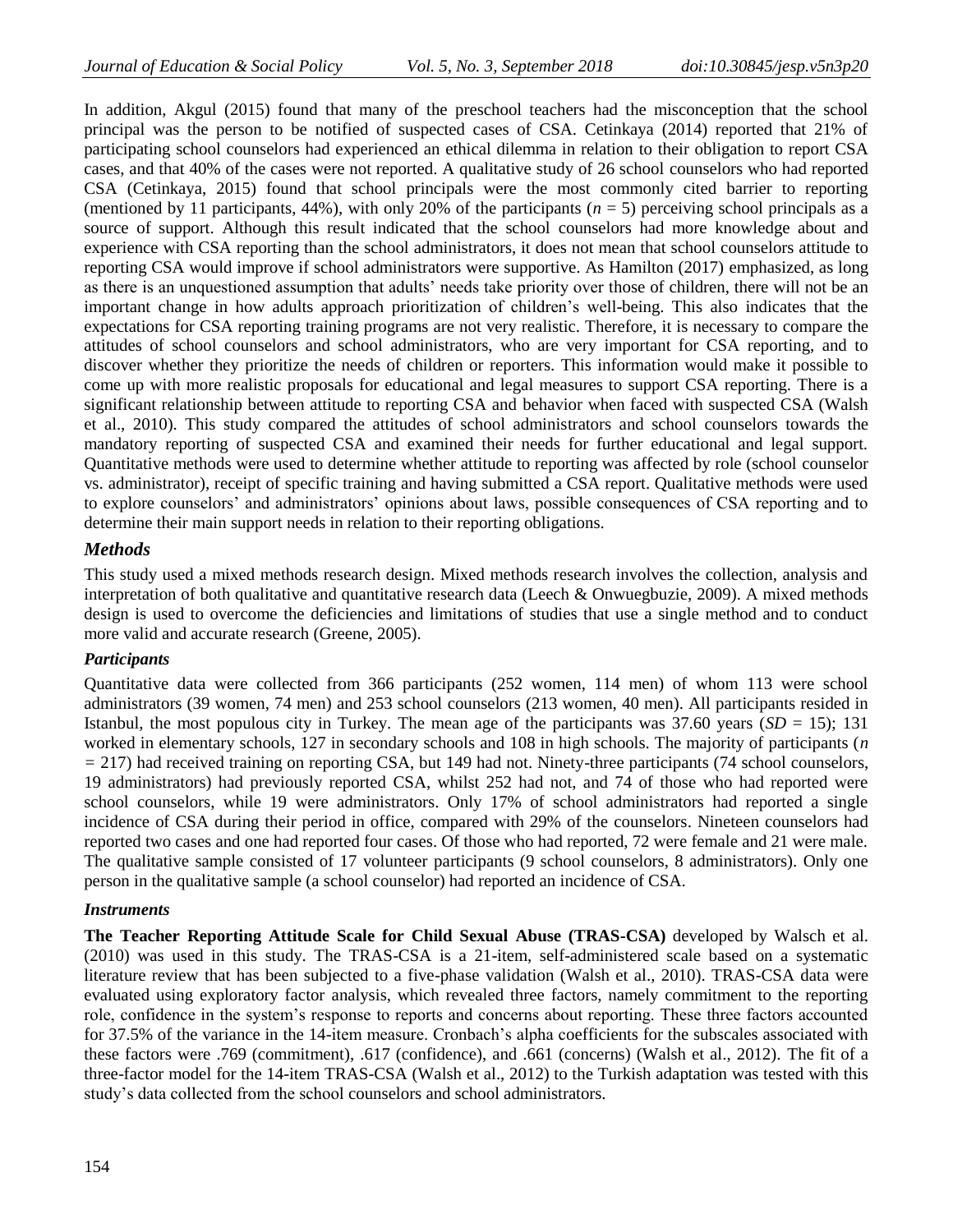In addition, Akgul (2015) found that many of the preschool teachers had the misconception that the school principal was the person to be notified of suspected cases of CSA. Cetinkaya (2014) reported that 21% of participating school counselors had experienced an ethical dilemma in relation to their obligation to report CSA cases, and that 40% of the cases were not reported. A qualitative study of 26 school counselors who had reported CSA (Cetinkaya, 2015) found that school principals were the most commonly cited barrier to reporting (mentioned by 11 participants, 44%), with only 20% of the participants (*n* = 5) perceiving school principals as a source of support. Although this result indicated that the school counselors had more knowledge about and experience with CSA reporting than the school administrators, it does not mean that school counselors attitude to reporting CSA would improve if school administrators were supportive. As Hamilton (2017) emphasized, as long as there is an unquestioned assumption that adults' needs take priority over those of children, there will not be an important change in how adults approach prioritization of children's well-being. This also indicates that the expectations for CSA reporting training programs are not very realistic. Therefore, it is necessary to compare the attitudes of school counselors and school administrators, who are very important for CSA reporting, and to discover whether they prioritize the needs of children or reporters. This information would make it possible to come up with more realistic proposals for educational and legal measures to support CSA reporting. There is a significant relationship between attitude to reporting CSA and behavior when faced with suspected CSA (Walsh et al., 2010). This study compared the attitudes of school administrators and school counselors towards the mandatory reporting of suspected CSA and examined their needs for further educational and legal support. Quantitative methods were used to determine whether attitude to reporting was affected by role (school counselor vs. administrator), receipt of specific training and having submitted a CSA report. Qualitative methods were used to explore counselors' and administrators' opinions about laws, possible consequences of CSA reporting and to determine their main support needs in relation to their reporting obligations.

## *Methods*

This study used a mixed methods research design. Mixed methods research involves the collection, analysis and interpretation of both qualitative and quantitative research data (Leech & Onwuegbuzie, 2009). A mixed methods design is used to overcome the deficiencies and limitations of studies that use a single method and to conduct more valid and accurate research (Greene, 2005).

### *Participants*

Quantitative data were collected from 366 participants (252 women, 114 men) of whom 113 were school administrators (39 women, 74 men) and 253 school counselors (213 women, 40 men). All participants resided in Istanbul, the most populous city in Turkey. The mean age of the participants was 37.60 years (*SD* = 15); 131 worked in elementary schools, 127 in secondary schools and 108 in high schools. The majority of participants (*n* = 217) had received training on reporting CSA, but 149 had not. Ninety-three participants (74 school counselors, 19 administrators) had previously reported CSA, whilst 252 had not, and 74 of those who had reported were school counselors, while 19 were administrators. Only 17% of school administrators had reported a single incidence of CSA during their period in office, compared with 29% of the counselors. Nineteen counselors had reported two cases and one had reported four cases. Of those who had reported, 72 were female and 21 were male. The qualitative sample consisted of 17 volunteer participants (9 school counselors, 8 administrators). Only one person in the qualitative sample (a school counselor) had reported an incidence of CSA.

### *Instruments*

**The Teacher Reporting Attitude Scale for Child Sexual Abuse (TRAS-CSA)** developed by Walsch et al. (2010) was used in this study. The TRAS-CSA is a 21-item, self-administered scale based on a systematic literature review that has been subjected to a five-phase validation (Walsh et al., 2010). TRAS-CSA data were evaluated using exploratory factor analysis, which revealed three factors, namely commitment to the reporting role, confidence in the system's response to reports and concerns about reporting. These three factors accounted for 37.5% of the variance in the 14-item measure. Cronbach's alpha coefficients for the subscales associated with these factors were .769 (commitment), .617 (confidence), and .661 (concerns) (Walsh et al., 2012). The fit of a three-factor model for the 14-item TRAS-CSA (Walsh et al., 2012) to the Turkish adaptation was tested with this study's data collected from the school counselors and school administrators.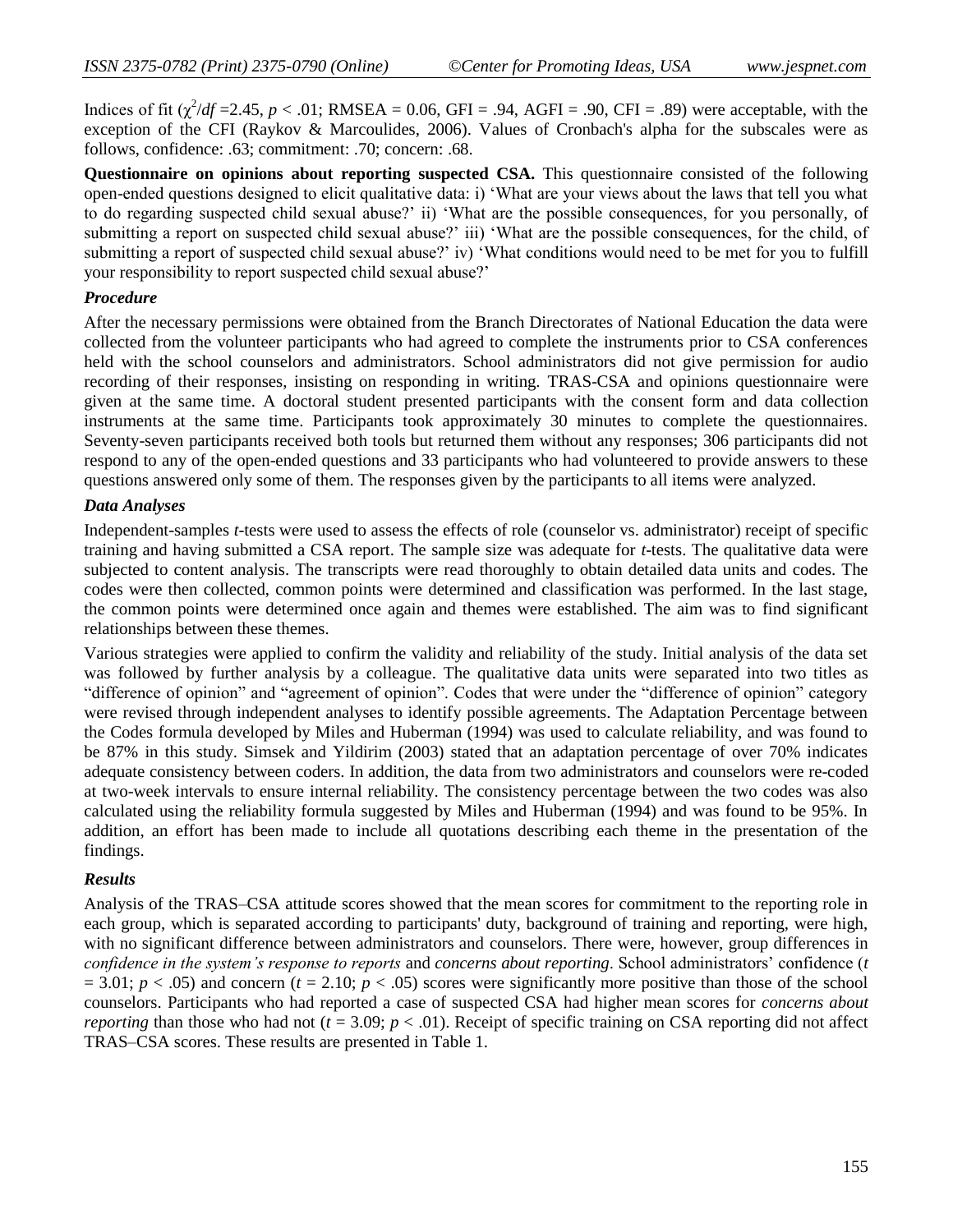Indices of fit ($\chi^2/df$ =2.45, $p < .01$; RMSEA = 0.06, GFI = .94, AGFI = .90, CFI = .89) were acceptable, with the exception of the CFI (Raykov & Marcoulides, 2006). Values of Cronbach's alpha for the subscales were as follows, confidence: .63; commitment: .70; concern: .68.

**Questionnaire on opinions about reporting suspected CSA.** This questionnaire consisted of the following open-ended questions designed to elicit qualitative data: i) 'What are your views about the laws that tell you what to do regarding suspected child sexual abuse?' ii) 'What are the possible consequences, for you personally, of submitting a report on suspected child sexual abuse?' iii) 'What are the possible consequences, for the child, of submitting a report of suspected child sexual abuse?' iv) 'What conditions would need to be met for you to fulfill your responsibility to report suspected child sexual abuse?'

### *Procedure*

After the necessary permissions were obtained from the Branch Directorates of National Education the data were collected from the volunteer participants who had agreed to complete the instruments prior to CSA conferences held with the school counselors and administrators. School administrators did not give permission for audio recording of their responses, insisting on responding in writing. TRAS-CSA and opinions questionnaire were given at the same time. A doctoral student presented participants with the consent form and data collection instruments at the same time. Participants took approximately 30 minutes to complete the questionnaires. Seventy-seven participants received both tools but returned them without any responses; 306 participants did not respond to any of the open-ended questions and 33 participants who had volunteered to provide answers to these questions answered only some of them. The responses given by the participants to all items were analyzed.

### *Data Analyses*

Independent-samples *t*-tests were used to assess the effects of role (counselor vs. administrator) receipt of specific training and having submitted a CSA report. The sample size was adequate for *t*-tests. The qualitative data were subjected to content analysis. The transcripts were read thoroughly to obtain detailed data units and codes. The codes were then collected, common points were determined and classification was performed. In the last stage, the common points were determined once again and themes were established. The aim was to find significant relationships between these themes.

Various strategies were applied to confirm the validity and reliability of the study. Initial analysis of the data set was followed by further analysis by a colleague. The qualitative data units were separated into two titles as "difference of opinion" and "agreement of opinion". Codes that were under the "difference of opinion" category were revised through independent analyses to identify possible agreements. The Adaptation Percentage between the Codes formula developed by Miles and Huberman (1994) was used to calculate reliability, and was found to be 87% in this study. Simsek and Yildirim (2003) stated that an adaptation percentage of over 70% indicates adequate consistency between coders. In addition, the data from two administrators and counselors were re-coded at two-week intervals to ensure internal reliability. The consistency percentage between the two codes was also calculated using the reliability formula suggested by Miles and Huberman (1994) and was found to be 95%. In addition, an effort has been made to include all quotations describing each theme in the presentation of the findings.

### *Results*

Analysis of the TRAS–CSA attitude scores showed that the mean scores for commitment to the reporting role in each group, which is separated according to participants' duty, background of training and reporting, were high, with no significant difference between administrators and counselors. There were, however, group differences in *confidence in the system's response to reports* and *concerns about reporting*. School administrators' confidence ($t = 3.01$; $p < .05$) and concern ($t = 2.10$; $p < .05$) scores were significantly more positive than those of the school counselors. Participants who had reported a case of suspected CSA had higher mean scores for *concerns about reporting* than those who had not ($t = 3.09$; $p < .01$). Receipt of specific training on CSA reporting did not affect TRAS–CSA scores. These results are presented in Table 1.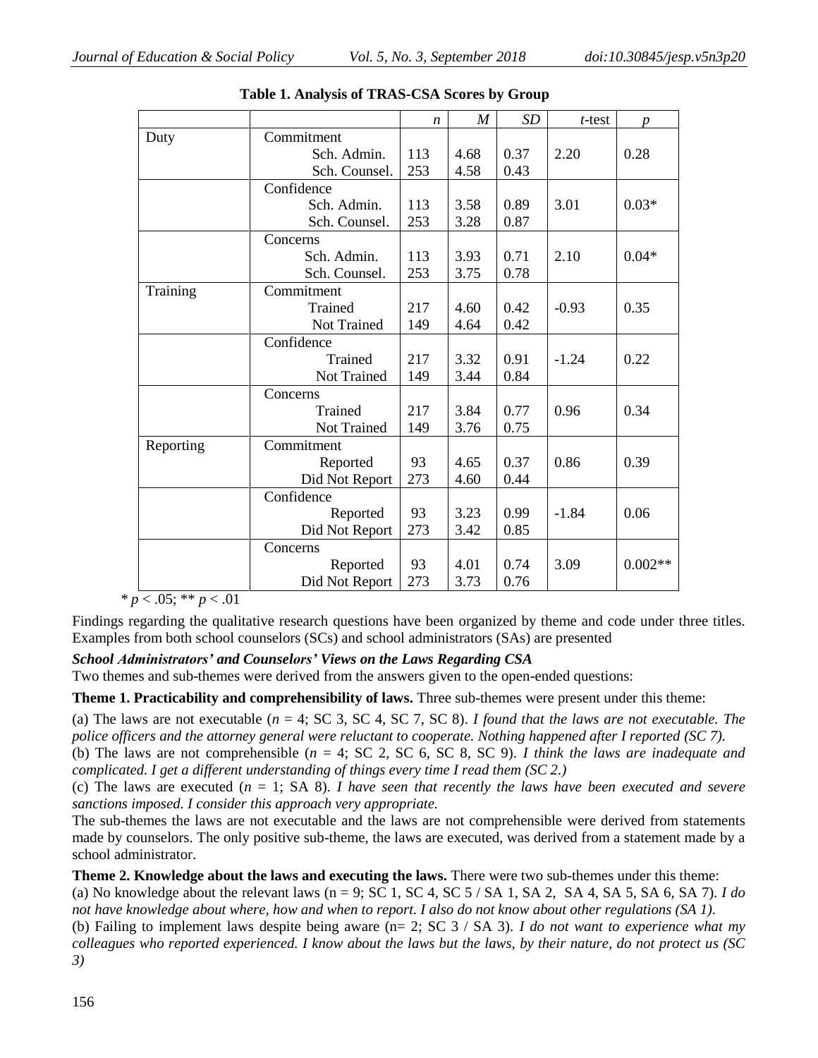**Table 1. Analysis of TRAS-CSA Scores by Group**

| | | *n* | *M* | *SD* | *t*-test | *p* |
|---|---|---|---|---|---|---|
| Duty | Commitment | | | | | |
| | Sch. Admin. | 113 | 4.68 | 0.37 | 2.20 | 0.28 |
| | Sch. Counsel. | 253 | 4.58 | 0.43 | | |
| | Confidence | | | | | |
| | Sch. Admin. | 113 | 3.58 | 0.89 | 3.01 | 0.03* |
| | Sch. Counsel. | 253 | 3.28 | 0.87 | | |
| | Concerns | | | | | |
| | Sch. Admin. | 113 | 3.93 | 0.71 | 2.10 | 0.04* |
| | Sch. Counsel. | 253 | 3.75 | 0.78 | | |
| Training | Commitment | | | | | |
| | Trained | 217 | 4.60 | 0.42 | -0.93 | 0.35 |
| | Not Trained | 149 | 4.64 | 0.42 | | |
| | Confidence | | | | | |
| | Trained | 217 | 3.32 | 0.91 | -1.24 | 0.22 |
| | Not Trained | 149 | 3.44 | 0.84 | | |
| | Concerns | | | | | |
| | Trained | 217 | 3.84 | 0.77 | 0.96 | 0.34 |
| | Not Trained | 149 | 3.76 | 0.75 | | |
| Reporting | Commitment | | | | | |
| | Reported | 93 | 4.65 | 0.37 | 0.86 | 0.39 |
| | Did Not Report | 273 | 4.60 | 0.44 | | |
| | Confidence | | | | | |
| | Reported | 93 | 3.23 | 0.99 | -1.84 | 0.06 |
| | Did Not Report | 273 | 3.42 | 0.85 | | |
| | Concerns | | | | | |
| | Reported | 93 | 4.01 | 0.74 | 3.09 | 0.002** |
| | Did Not Report | 273 | 3.73 | 0.76 | | |

* $p < .05$; ** $p < .01$

Findings regarding the qualitative research questions have been organized by theme and code under three titles. Examples from both school counselors (SCs) and school administrators (SAs) are presented

***School Administrators' and Counselors' Views on the Laws Regarding CSA***

Two themes and sub-themes were derived from the answers given to the open-ended questions:

**Theme 1. Practicability and comprehensibility of laws.** Three sub-themes were present under this theme:

(a) The laws are not executable ($n$ = 4; SC 3, SC 4, SC 7, SC 8). *I found that the laws are not executable. The police officers and the attorney general were reluctant to cooperate. Nothing happened after I reported (SC 7).*

(b) The laws are not comprehensible ($n$ = 4; SC 2, SC 6, SC 8, SC 9). *I think the laws are inadequate and complicated. I get a different understanding of things every time I read them (SC 2.)*

(c) The laws are executed ($n$ = 1; SA 8). *I have seen that recently the laws have been executed and severe sanctions imposed. I consider this approach very appropriate.*

The sub-themes the laws are not executable and the laws are not comprehensible were derived from statements made by counselors. The only positive sub-theme, the laws are executed, was derived from a statement made by a school administrator.

**Theme 2. Knowledge about the laws and executing the laws.** There were two sub-themes under this theme:

(a) No knowledge about the relevant laws (n = 9; SC 1, SC 4, SC 5 / SA 1, SA 2, SA 4, SA 5, SA 6, SA 7). *I do not have knowledge about where, how and when to report. I also do not know about other regulations (SA 1).*

(b) Failing to implement laws despite being aware (n= 2; SC 3 / SA 3). *I do not want to experience what my colleagues who reported experienced. I know about the laws but the laws, by their nature, do not protect us (SC 3)*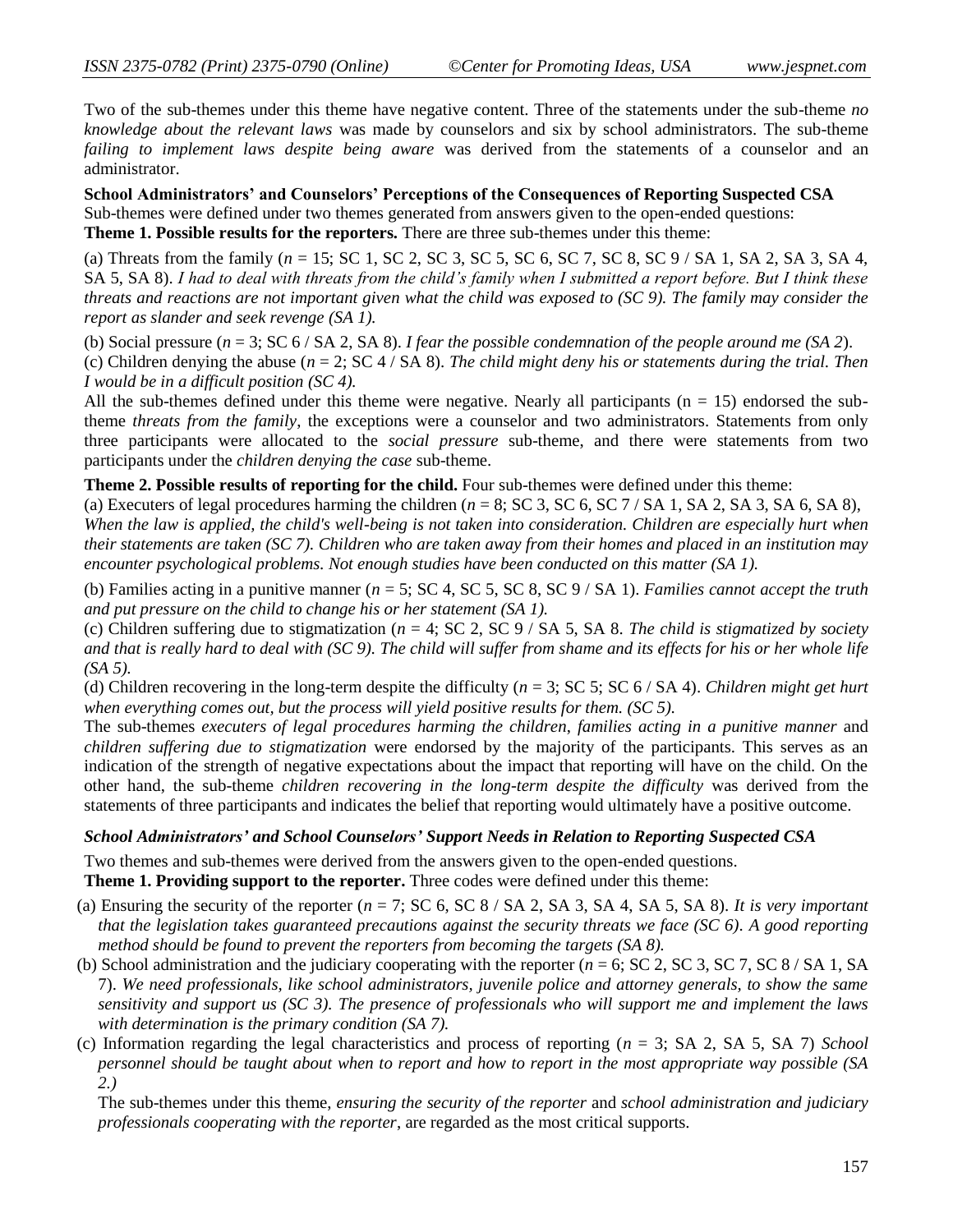Two of the sub-themes under this theme have negative content. Three of the statements under the sub-theme *no knowledge about the relevant laws* was made by counselors and six by school administrators. The sub-theme *failing to implement laws despite being aware* was derived from the statements of a counselor and an administrator.

**School Administrators' and Counselors' Perceptions of the Consequences of Reporting Suspected CSA**

Sub-themes were defined under two themes generated from answers given to the open-ended questions:

**Theme 1. Possible results for the reporters.** There are three sub-themes under this theme:

(a) Threats from the family ($n$ = 15; SC 1, SC 2, SC 3, SC 5, SC 6, SC 7, SC 8, SC 9 / SA 1, SA 2, SA 3, SA 4, SA 5, SA 8). *I had to deal with threats from the child's family when I submitted a report before. But I think these threats and reactions are not important given what the child was exposed to (SC 9). The family may consider the report as slander and seek revenge (SA 1).*

(b) Social pressure ($n$ = 3; SC 6 / SA 2, SA 8). *I fear the possible condemnation of the people around me (SA 2).*

(c) Children denying the abuse ($n$ = 2; SC 4 / SA 8). *The child might deny his or statements during the trial. Then I would be in a difficult position (SC 4).*

All the sub-themes defined under this theme were negative. Nearly all participants (n = 15) endorsed the sub-theme *threats from the family*, the exceptions were a counselor and two administrators. Statements from only three participants were allocated to the *social pressure* sub-theme, and there were statements from two participants under the *children denying the case* sub-theme.

**Theme 2. Possible results of reporting for the child.** Four sub-themes were defined under this theme:

(a) Executers of legal procedures harming the children ($n$ = 8; SC 3, SC 6, SC 7 / SA 1, SA 2, SA 3, SA 6, SA 8), *When the law is applied, the child's well-being is not taken into consideration. Children are especially hurt when their statements are taken (SC 7). Children who are taken away from their homes and placed in an institution may encounter psychological problems. Not enough studies have been conducted on this matter (SA 1).*

(b) Families acting in a punitive manner ($n$ = 5; SC 4, SC 5, SC 8, SC 9 / SA 1). *Families cannot accept the truth and put pressure on the child to change his or her statement (SA 1).*

(c) Children suffering due to stigmatization ($n$ = 4; SC 2, SC 9 / SA 5, SA 8. *The child is stigmatized by society and that is really hard to deal with (SC 9). The child will suffer from shame and its effects for his or her whole life (SA 5).*

(d) Children recovering in the long-term despite the difficulty ($n$ = 3; SC 5; SC 6 / SA 4). *Children might get hurt when everything comes out, but the process will yield positive results for them. (SC 5).*

The sub-themes *executers of legal procedures harming the children*, *families acting in a punitive manner* and *children suffering due to stigmatization* were endorsed by the majority of the participants. This serves as an indication of the strength of negative expectations about the impact that reporting will have on the child. On the other hand, the sub-theme *children recovering in the long-term despite the difficulty* was derived from the statements of three participants and indicates the belief that reporting would ultimately have a positive outcome.

***School Administrators' and School Counselors' Support Needs in Relation to Reporting Suspected CSA***

Two themes and sub-themes were derived from the answers given to the open-ended questions.

**Theme 1. Providing support to the reporter.** Three codes were defined under this theme:

(a) Ensuring the security of the reporter ($n$ = 7; SC 6, SC 8 / SA 2, SA 3, SA 4, SA 5, SA 8). *It is very important that the legislation takes guaranteed precautions against the security threats we face (SC 6). A good reporting method should be found to prevent the reporters from becoming the targets (SA 8).*

(b) School administration and the judiciary cooperating with the reporter ($n$ = 6; SC 2, SC 3, SC 7, SC 8 / SA 1, SA 7). *We need professionals, like school administrators, juvenile police and attorney generals, to show the same sensitivity and support us (SC 3). The presence of professionals who will support me and implement the laws with determination is the primary condition (SA 7).*

(c) Information regarding the legal characteristics and process of reporting ($n$ = 3; SA 2, SA 5, SA 7) *School personnel should be taught about when to report and how to report in the most appropriate way possible (SA 2.)*

The sub-themes under this theme, *ensuring the security of the reporter* and *school administration and judiciary professionals cooperating with the reporter*, are regarded as the most critical supports.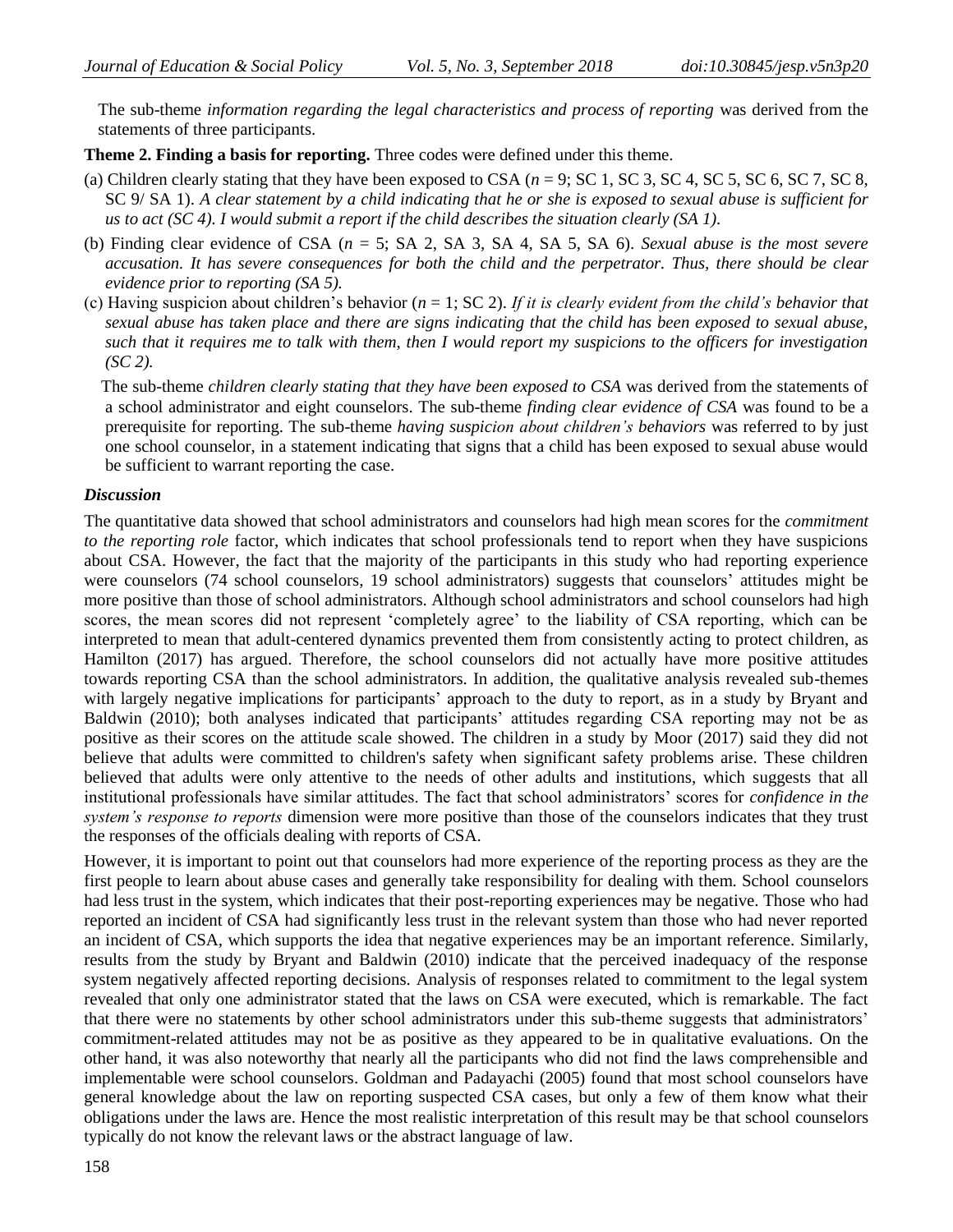The sub-theme *information regarding the legal characteristics and process of reporting* was derived from the statements of three participants.

**Theme 2. Finding a basis for reporting.** Three codes were defined under this theme.

(a) Children clearly stating that they have been exposed to CSA (*n* = 9; SC 1, SC 3, SC 4, SC 5, SC 6, SC 7, SC 8, SC 9/ SA 1). *A clear statement by a child indicating that he or she is exposed to sexual abuse is sufficient for us to act (SC 4). I would submit a report if the child describes the situation clearly (SA 1).*

(b) Finding clear evidence of CSA (*n* = 5; SA 2, SA 3, SA 4, SA 5, SA 6). *Sexual abuse is the most severe accusation. It has severe consequences for both the child and the perpetrator. Thus, there should be clear evidence prior to reporting (SA 5).*

(c) Having suspicion about children's behavior (*n* = 1; SC 2). *If it is clearly evident from the child's behavior that sexual abuse has taken place and there are signs indicating that the child has been exposed to sexual abuse, such that it requires me to talk with them, then I would report my suspicions to the officers for investigation (SC 2).*

The sub-theme *children clearly stating that they have been exposed to CSA* was derived from the statements of a school administrator and eight counselors. The sub-theme *finding clear evidence of CSA* was found to be a prerequisite for reporting. The sub-theme *having suspicion about children's behaviors* was referred to by just one school counselor, in a statement indicating that signs that a child has been exposed to sexual abuse would be sufficient to warrant reporting the case.

### *Discussion*

The quantitative data showed that school administrators and counselors had high mean scores for the *commitment to the reporting role* factor, which indicates that school professionals tend to report when they have suspicions about CSA. However, the fact that the majority of the participants in this study who had reporting experience were counselors (74 school counselors, 19 school administrators) suggests that counselors' attitudes might be more positive than those of school administrators. Although school administrators and school counselors had high scores, the mean scores did not represent 'completely agree' to the liability of CSA reporting, which can be interpreted to mean that adult-centered dynamics prevented them from consistently acting to protect children, as Hamilton (2017) has argued. Therefore, the school counselors did not actually have more positive attitudes towards reporting CSA than the school administrators. In addition, the qualitative analysis revealed sub-themes with largely negative implications for participants' approach to the duty to report, as in a study by Bryant and Baldwin (2010); both analyses indicated that participants' attitudes regarding CSA reporting may not be as positive as their scores on the attitude scale showed. The children in a study by Moor (2017) said they did not believe that adults were committed to children's safety when significant safety problems arise. These children believed that adults were only attentive to the needs of other adults and institutions, which suggests that all institutional professionals have similar attitudes. The fact that school administrators' scores for *confidence in the system's response to reports* dimension were more positive than those of the counselors indicates that they trust the responses of the officials dealing with reports of CSA.

However, it is important to point out that counselors had more experience of the reporting process as they are the first people to learn about abuse cases and generally take responsibility for dealing with them. School counselors had less trust in the system, which indicates that their post-reporting experiences may be negative. Those who had reported an incident of CSA had significantly less trust in the relevant system than those who had never reported an incident of CSA, which supports the idea that negative experiences may be an important reference. Similarly, results from the study by Bryant and Baldwin (2010) indicate that the perceived inadequacy of the response system negatively affected reporting decisions. Analysis of responses related to commitment to the legal system revealed that only one administrator stated that the laws on CSA were executed, which is remarkable. The fact that there were no statements by other school administrators under this sub-theme suggests that administrators' commitment-related attitudes may not be as positive as they appeared to be in qualitative evaluations. On the other hand, it was also noteworthy that nearly all the participants who did not find the laws comprehensible and implementable were school counselors. Goldman and Padayachi (2005) found that most school counselors have general knowledge about the law on reporting suspected CSA cases, but only a few of them know what their obligations under the laws are. Hence the most realistic interpretation of this result may be that school counselors typically do not know the relevant laws or the abstract language of law.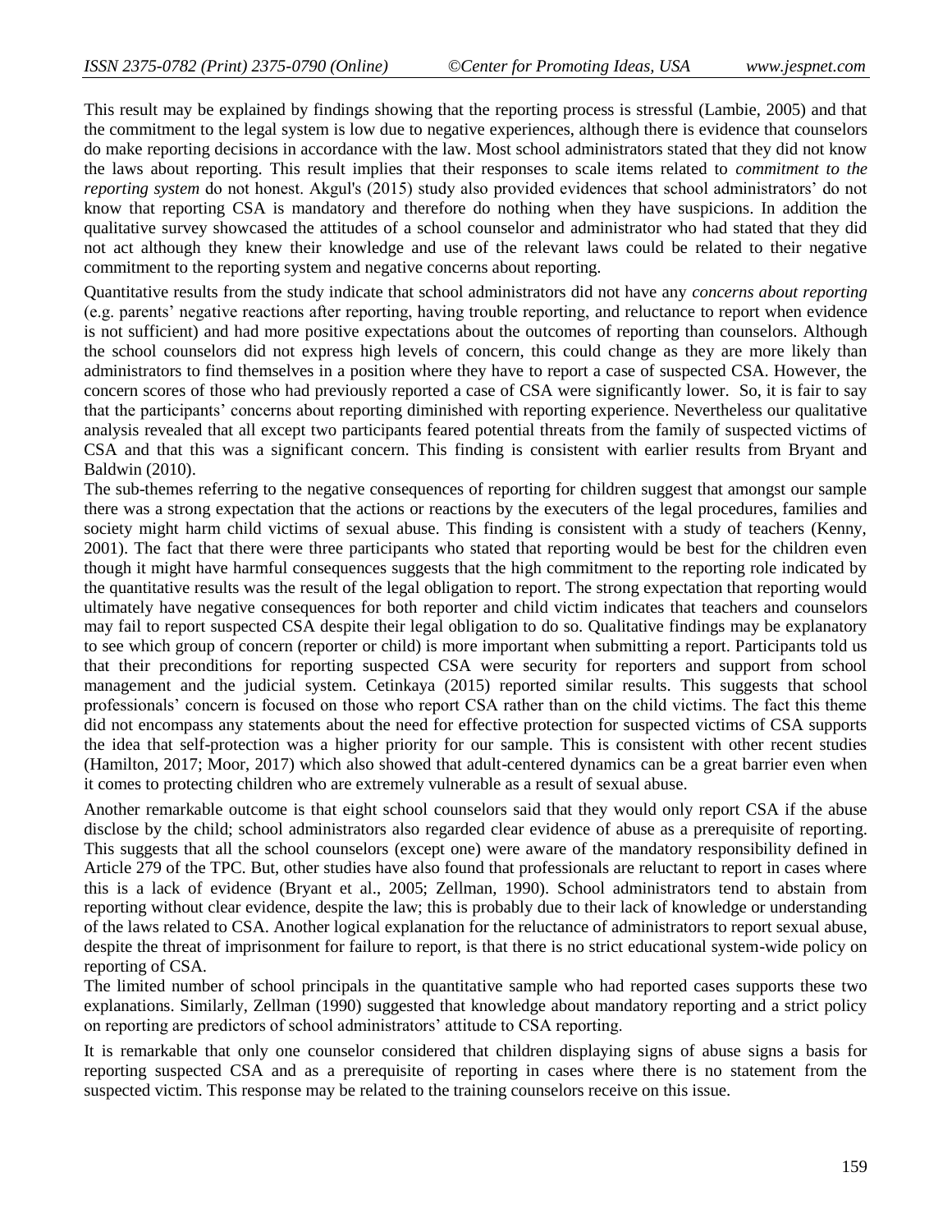This result may be explained by findings showing that the reporting process is stressful (Lambie, 2005) and that the commitment to the legal system is low due to negative experiences, although there is evidence that counselors do make reporting decisions in accordance with the law. Most school administrators stated that they did not know the laws about reporting. This result implies that their responses to scale items related to *commitment to the reporting system* do not honest. Akgul's (2015) study also provided evidences that school administrators' do not know that reporting CSA is mandatory and therefore do nothing when they have suspicions. In addition the qualitative survey showcased the attitudes of a school counselor and administrator who had stated that they did not act although they knew their knowledge and use of the relevant laws could be related to their negative commitment to the reporting system and negative concerns about reporting.

Quantitative results from the study indicate that school administrators did not have any *concerns about reporting* (e.g. parents' negative reactions after reporting, having trouble reporting, and reluctance to report when evidence is not sufficient) and had more positive expectations about the outcomes of reporting than counselors. Although the school counselors did not express high levels of concern, this could change as they are more likely than administrators to find themselves in a position where they have to report a case of suspected CSA. However, the concern scores of those who had previously reported a case of CSA were significantly lower. So, it is fair to say that the participants' concerns about reporting diminished with reporting experience. Nevertheless our qualitative analysis revealed that all except two participants feared potential threats from the family of suspected victims of CSA and that this was a significant concern. This finding is consistent with earlier results from Bryant and Baldwin (2010).

The sub-themes referring to the negative consequences of reporting for children suggest that amongst our sample there was a strong expectation that the actions or reactions by the executers of the legal procedures, families and society might harm child victims of sexual abuse. This finding is consistent with a study of teachers (Kenny, 2001). The fact that there were three participants who stated that reporting would be best for the children even though it might have harmful consequences suggests that the high commitment to the reporting role indicated by the quantitative results was the result of the legal obligation to report. The strong expectation that reporting would ultimately have negative consequences for both reporter and child victim indicates that teachers and counselors may fail to report suspected CSA despite their legal obligation to do so. Qualitative findings may be explanatory to see which group of concern (reporter or child) is more important when submitting a report. Participants told us that their preconditions for reporting suspected CSA were security for reporters and support from school management and the judicial system. Cetinkaya (2015) reported similar results. This suggests that school professionals' concern is focused on those who report CSA rather than on the child victims. The fact this theme did not encompass any statements about the need for effective protection for suspected victims of CSA supports the idea that self-protection was a higher priority for our sample. This is consistent with other recent studies (Hamilton, 2017; Moor, 2017) which also showed that adult-centered dynamics can be a great barrier even when it comes to protecting children who are extremely vulnerable as a result of sexual abuse.

Another remarkable outcome is that eight school counselors said that they would only report CSA if the abuse disclose by the child; school administrators also regarded clear evidence of abuse as a prerequisite of reporting. This suggests that all the school counselors (except one) were aware of the mandatory responsibility defined in Article 279 of the TPC. But, other studies have also found that professionals are reluctant to report in cases where this is a lack of evidence (Bryant et al., 2005; Zellman, 1990). School administrators tend to abstain from reporting without clear evidence, despite the law; this is probably due to their lack of knowledge or understanding of the laws related to CSA. Another logical explanation for the reluctance of administrators to report sexual abuse, despite the threat of imprisonment for failure to report, is that there is no strict educational system-wide policy on reporting of CSA.

The limited number of school principals in the quantitative sample who had reported cases supports these two explanations. Similarly, Zellman (1990) suggested that knowledge about mandatory reporting and a strict policy on reporting are predictors of school administrators' attitude to CSA reporting.

It is remarkable that only one counselor considered that children displaying signs of abuse signs a basis for reporting suspected CSA and as a prerequisite of reporting in cases where there is no statement from the suspected victim. This response may be related to the training counselors receive on this issue.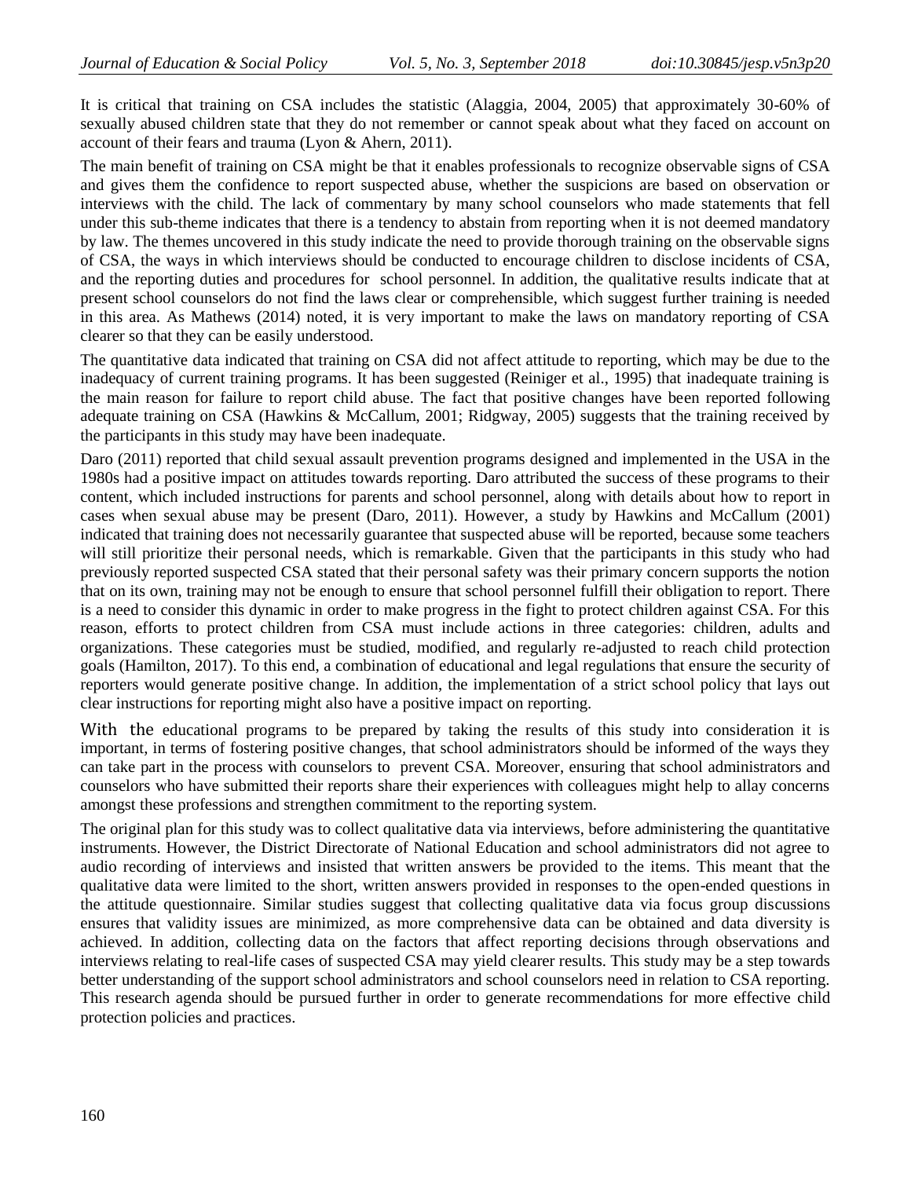It is critical that training on CSA includes the statistic (Alaggia, 2004, 2005) that approximately 30-60% of sexually abused children state that they do not remember or cannot speak about what they faced on account on account of their fears and trauma (Lyon & Ahern, 2011).

The main benefit of training on CSA might be that it enables professionals to recognize observable signs of CSA and gives them the confidence to report suspected abuse, whether the suspicions are based on observation or interviews with the child. The lack of commentary by many school counselors who made statements that fell under this sub-theme indicates that there is a tendency to abstain from reporting when it is not deemed mandatory by law. The themes uncovered in this study indicate the need to provide thorough training on the observable signs of CSA, the ways in which interviews should be conducted to encourage children to disclose incidents of CSA, and the reporting duties and procedures for school personnel. In addition, the qualitative results indicate that at present school counselors do not find the laws clear or comprehensible, which suggest further training is needed in this area. As Mathews (2014) noted, it is very important to make the laws on mandatory reporting of CSA clearer so that they can be easily understood.

The quantitative data indicated that training on CSA did not affect attitude to reporting, which may be due to the inadequacy of current training programs. It has been suggested (Reiniger et al., 1995) that inadequate training is the main reason for failure to report child abuse. The fact that positive changes have been reported following adequate training on CSA (Hawkins & McCallum, 2001; Ridgway, 2005) suggests that the training received by the participants in this study may have been inadequate.

Daro (2011) reported that child sexual assault prevention programs designed and implemented in the USA in the 1980s had a positive impact on attitudes towards reporting. Daro attributed the success of these programs to their content, which included instructions for parents and school personnel, along with details about how to report in cases when sexual abuse may be present (Daro, 2011). However, a study by Hawkins and McCallum (2001) indicated that training does not necessarily guarantee that suspected abuse will be reported, because some teachers will still prioritize their personal needs, which is remarkable. Given that the participants in this study who had previously reported suspected CSA stated that their personal safety was their primary concern supports the notion that on its own, training may not be enough to ensure that school personnel fulfill their obligation to report. There is a need to consider this dynamic in order to make progress in the fight to protect children against CSA. For this reason, efforts to protect children from CSA must include actions in three categories: children, adults and organizations. These categories must be studied, modified, and regularly re-adjusted to reach child protection goals (Hamilton, 2017). To this end, a combination of educational and legal regulations that ensure the security of reporters would generate positive change. In addition, the implementation of a strict school policy that lays out clear instructions for reporting might also have a positive impact on reporting.

With the educational programs to be prepared by taking the results of this study into consideration it is important, in terms of fostering positive changes, that school administrators should be informed of the ways they can take part in the process with counselors to prevent CSA. Moreover, ensuring that school administrators and counselors who have submitted their reports share their experiences with colleagues might help to allay concerns amongst these professions and strengthen commitment to the reporting system.

The original plan for this study was to collect qualitative data via interviews, before administering the quantitative instruments. However, the District Directorate of National Education and school administrators did not agree to audio recording of interviews and insisted that written answers be provided to the items. This meant that the qualitative data were limited to the short, written answers provided in responses to the open-ended questions in the attitude questionnaire. Similar studies suggest that collecting qualitative data via focus group discussions ensures that validity issues are minimized, as more comprehensive data can be obtained and data diversity is achieved. In addition, collecting data on the factors that affect reporting decisions through observations and interviews relating to real-life cases of suspected CSA may yield clearer results. This study may be a step towards better understanding of the support school administrators and school counselors need in relation to CSA reporting. This research agenda should be pursued further in order to generate recommendations for more effective child protection policies and practices.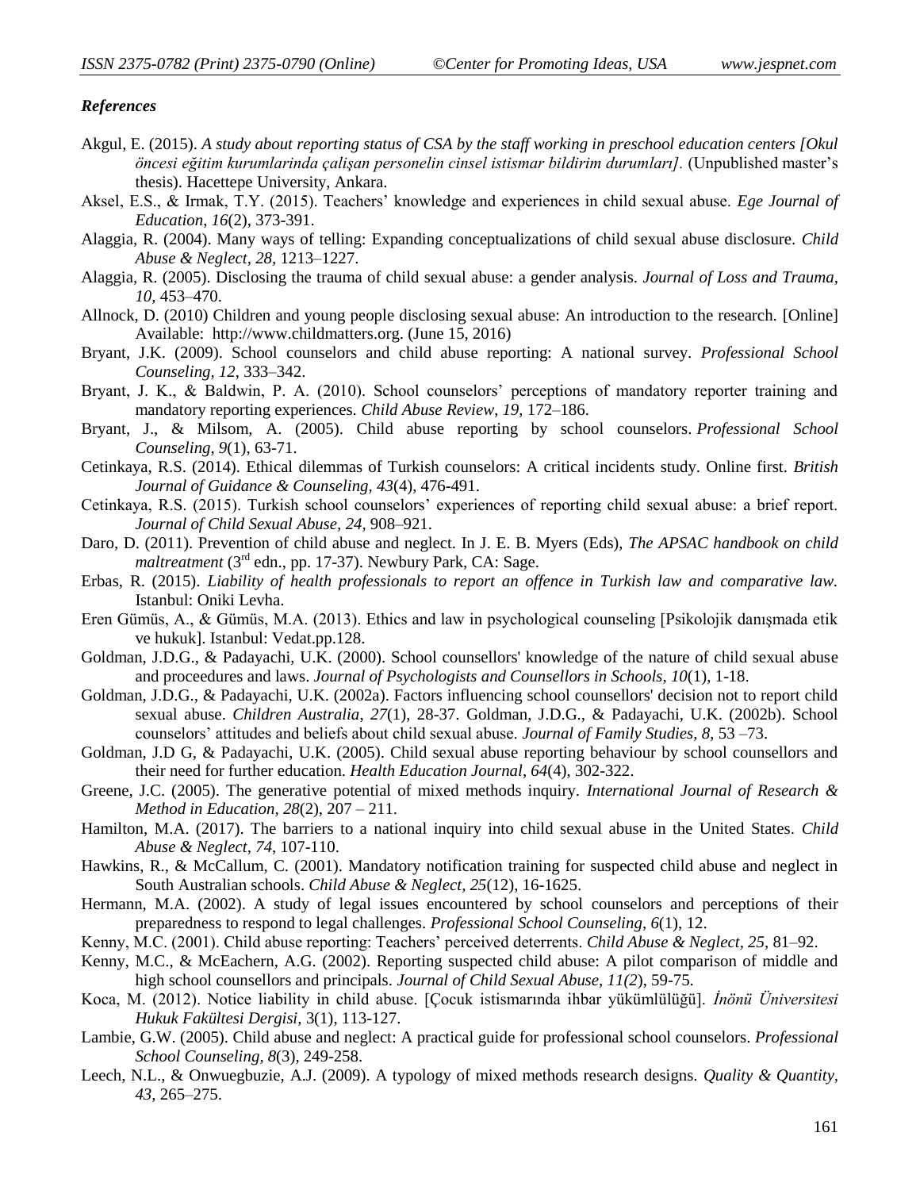### *References*

Akgul, E. (2015). *A study about reporting status of CSA by the staff working in preschool education centers [Okul öncesi eğitim kurumlarinda çalişan personelin cinsel istismar bildirim durumları].* (Unpublished master's thesis). Hacettepe University, Ankara.

Aksel, E.S., & Irmak, T.Y. (2015). Teachers' knowledge and experiences in child sexual abuse. *Ege Journal of Education*, *16*(2), 373-391.

Alaggia, R. (2004). Many ways of telling: Expanding conceptualizations of child sexual abuse disclosure. *Child Abuse & Neglect, 28,* 1213–1227.

Alaggia, R. (2005). Disclosing the trauma of child sexual abuse: a gender analysis. *Journal of Loss and Trauma, 10,* 453–470.

Allnock, D. (2010) Children and young people disclosing sexual abuse: An introduction to the research. [Online] Available: http://www.childmatters.org. (June 15, 2016)

Bryant, J.K. (2009). School counselors and child abuse reporting: A national survey. *Professional School Counseling, 12*, 333–342.

Bryant, J. K., & Baldwin, P. A. (2010). School counselors' perceptions of mandatory reporter training and mandatory reporting experiences. *Child Abuse Review, 19,* 172–186.

Bryant, J., & Milsom, A. (2005). Child abuse reporting by school counselors. *Professional School Counseling*, *9*(1), 63-71.

Cetinkaya, R.S. (2014). Ethical dilemmas of Turkish counselors: A critical incidents study. Online first. *British Journal of Guidance & Counseling, 43*(4), 476-491.

Cetinkaya, R.S. (2015). Turkish school counselors' experiences of reporting child sexual abuse: a brief report. *Journal of Child Sexual Abuse, 24,* 908–921.

Daro, D. (2011). Prevention of child abuse and neglect. In J. E. B. Myers (Eds), *The APSAC handbook on child maltreatment* (3rd edn., pp. 17-37). Newbury Park, CA: Sage.

Erbas, R. (2015). *Liability of health professionals to report an offence in Turkish law and comparative law.* Istanbul: Oniki Levha.

Eren Gümüs, A., & Gümüs, M.A. (2013). Ethics and law in psychological counseling [Psikolojik danışmada etik ve hukuk]. Istanbul: Vedat.pp.128.

Goldman, J.D.G., & Padayachi, U.K. (2000). School counsellors' knowledge of the nature of child sexual abuse and proceedures and laws. *Journal of Psychologists and Counsellors in Schools*, *10*(1), 1-18.

Goldman, J.D.G., & Padayachi, U.K. (2002a). Factors influencing school counsellors' decision not to report child sexual abuse. *Children Australia*, *27*(1), 28-37. Goldman, J.D.G., & Padayachi, U.K. (2002b). School counselors' attitudes and beliefs about child sexual abuse. *Journal of Family Studies, 8,* 53 –73.

Goldman, J.D G, & Padayachi, U.K. (2005). Child sexual abuse reporting behaviour by school counsellors and their need for further education. *Health Education Journal*, *64*(4), 302-322.

Greene, J.C. (2005). The generative potential of mixed methods inquiry. *International Journal of Research & Method in Education, 28*(2), 207 – 211.

Hamilton, M.A. (2017). The barriers to a national inquiry into child sexual abuse in the United States. *Child Abuse & Neglect*, *74,* 107-110.

Hawkins, R., & McCallum, C. (2001). Mandatory notification training for suspected child abuse and neglect in South Australian schools. *Child Abuse & Neglect, 25*(12), 16-1625.

Hermann, M.A. (2002). A study of legal issues encountered by school counselors and perceptions of their preparedness to respond to legal challenges. *Professional School Counseling*, *6*(1), 12.

Kenny, M.C. (2001). Child abuse reporting: Teachers' perceived deterrents. *Child Abuse & Neglect, 25,* 81–92.

Kenny, M.C., & McEachern, A.G. (2002). Reporting suspected child abuse: A pilot comparison of middle and high school counsellors and principals. *Journal of Child Sexual Abuse*, *11(2*), 59-75.

Koca, M. (2012). Notice liability in child abuse. [Çocuk istismarında ihbar yükümlülüğü]. *İnönü Üniversitesi Hukuk Fakültesi Dergisi*, 3(1), 113-127.

Lambie, G.W. (2005). Child abuse and neglect: A practical guide for professional school counselors. *Professional School Counseling, 8*(3), 249-258.

Leech, N.L., & Onwuegbuzie, A.J. (2009). A typology of mixed methods research designs. *Quality & Quantity, 43*, 265–275.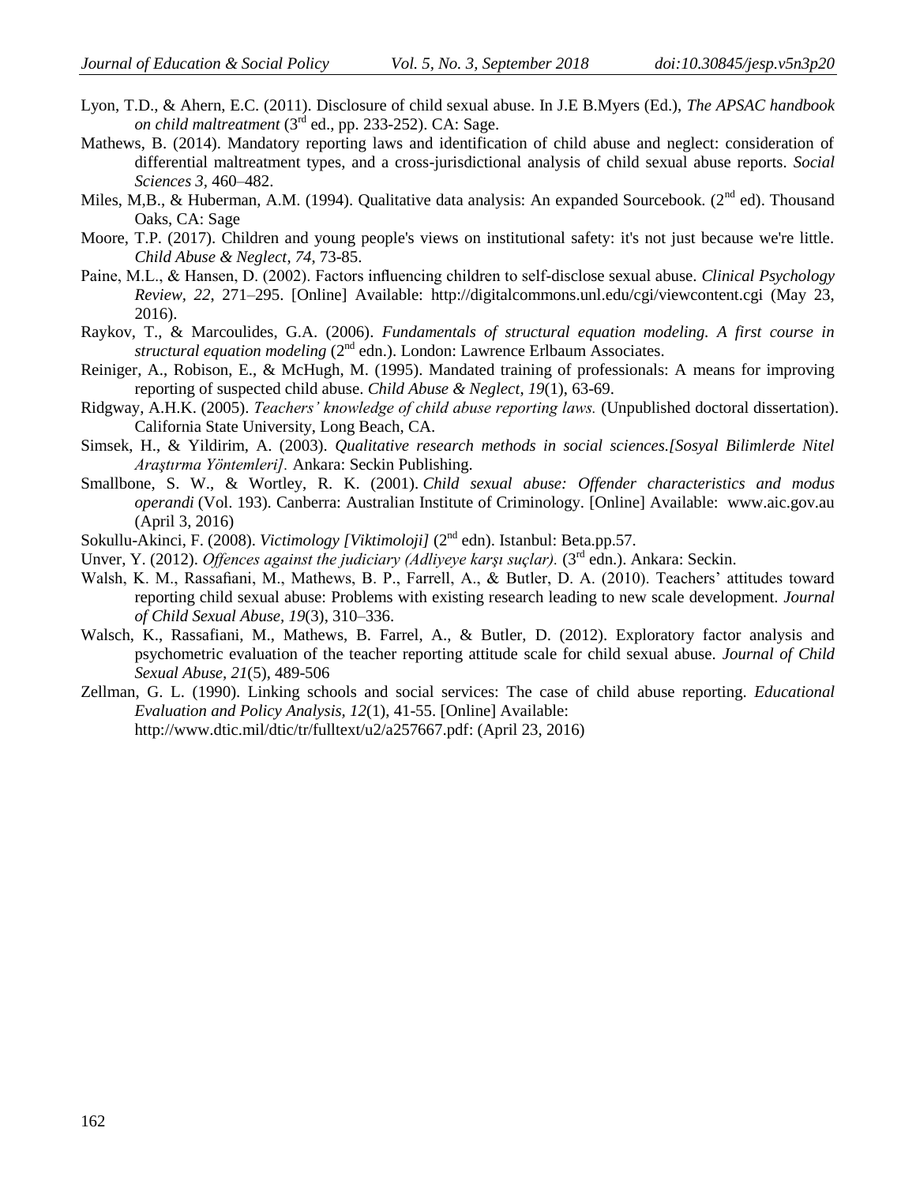Lyon, T.D., & Ahern, E.C. (2011). Disclosure of child sexual abuse. In J.E B.Myers (Ed.), *The APSAC handbook on child maltreatment* (3rd ed., pp. 233-252). CA: Sage.

Mathews, B. (2014). Mandatory reporting laws and identification of child abuse and neglect: consideration of differential maltreatment types, and a cross-jurisdictional analysis of child sexual abuse reports. *Social Sciences 3*, 460–482.

Miles, M,B., & Huberman, A.M. (1994). Qualitative data analysis: An expanded Sourcebook. (2nd ed). Thousand Oaks, CA: Sage

Moore, T.P. (2017). Children and young people's views on institutional safety: it's not just because we're little. *Child Abuse & Neglect*, *74*, 73-85.

Paine, M.L., & Hansen, D. (2002). Factors influencing children to self-disclose sexual abuse. *Clinical Psychology Review, 22*, 271–295. [Online] Available: http://digitalcommons.unl.edu/cgi/viewcontent.cgi (May 23, 2016).

Raykov, T., & Marcoulides, G.A. (2006). *Fundamentals of structural equation modeling. A first course in structural equation modeling* (2nd edn.). London: Lawrence Erlbaum Associates.

Reiniger, A., Robison, E., & McHugh, M. (1995). Mandated training of professionals: A means for improving reporting of suspected child abuse. *Child Abuse & Neglect*, *19*(1), 63-69.

Ridgway, A.H.K. (2005). *Teachers' knowledge of child abuse reporting laws.* (Unpublished doctoral dissertation). California State University, Long Beach, CA.

Simsek, H., & Yildirim, A. (2003). *Qualitative research methods in social sciences.[Sosyal Bilimlerde Nitel Araştırma Yöntemleri].* Ankara: Seckin Publishing.

Smallbone, S. W., & Wortley, R. K. (2001). *Child sexual abuse: Offender characteristics and modus operandi* (Vol. 193). Canberra: Australian Institute of Criminology. [Online] Available: www.aic.gov.au (April 3, 2016)

Sokullu-Akinci, F. (2008). *Victimology [Viktimoloji]* (2nd edn). Istanbul: Beta.pp.57.

Unver, Y. (2012). *Offences against the judiciary (Adliyeye karşı suçlar).* (3rd edn.). Ankara: Seckin.

Walsh, K. M., Rassafiani, M., Mathews, B. P., Farrell, A., & Butler, D. A. (2010). Teachers' attitudes toward reporting child sexual abuse: Problems with existing research leading to new scale development. *Journal of Child Sexual Abuse, 19*(3), 310–336.

Walsch, K., Rassafiani, M., Mathews, B. Farrel, A., & Butler, D. (2012). Exploratory factor analysis and psychometric evaluation of the teacher reporting attitude scale for child sexual abuse. *Journal of Child Sexual Abuse, 21*(5), 489-506

Zellman, G. L. (1990). Linking schools and social services: The case of child abuse reporting. *Educational Evaluation and Policy Analysis*, *12*(1), 41-55. [Online] Available: http://www.dtic.mil/dtic/tr/fulltext/u2/a257667.pdf: (April 23, 2016)